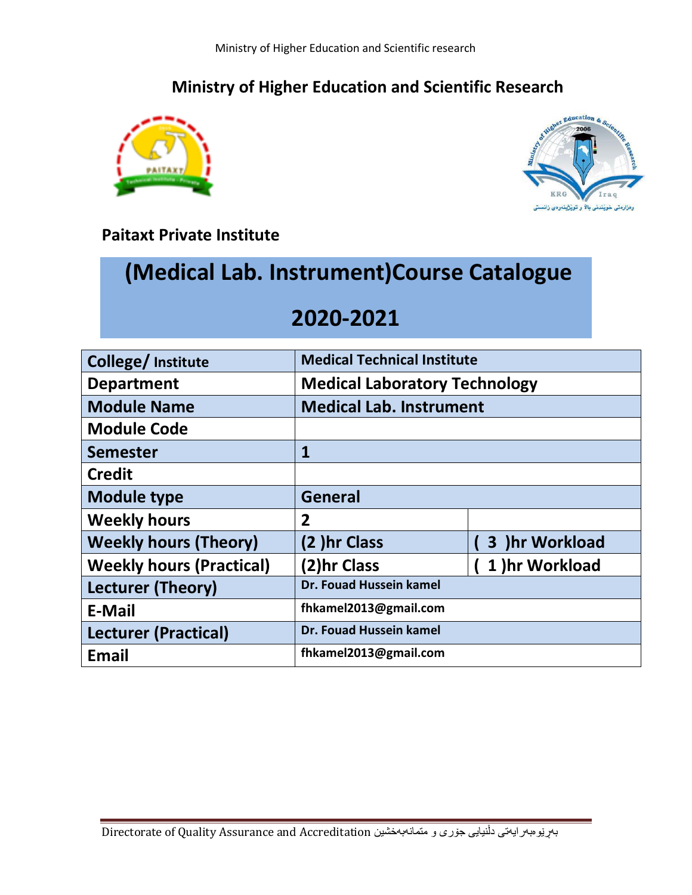## Ministry of Higher Education and Scientific Research

**Paitaxt Private Institute**

# (Medical Lab. Instrument)Course Catalogue

# 2020-2021

| College/ Institute | Medical Technical Institute | |
|---|---|---|
| Department | Medical Laboratory Technology | |
| Module Name | Medical Lab. Instrument | |
| Module Code | | |
| Semester | 1 | |
| Credit | | |
| Module type | General | |
| Weekly hours | 2 | |
| Weekly hours (Theory) | (2 )hr Class | ( 3 )hr Workload |
| Weekly hours (Practical) | (2)hr Class | ( 1 )hr Workload |
| Lecturer (Theory) | Dr. Fouad Hussein kamel | |
| E-Mail | fhkamel2013@gmail.com | |
| Lecturer (Practical) | Dr. Fouad Hussein kamel | |
| Email | fhkamel2013@gmail.com | |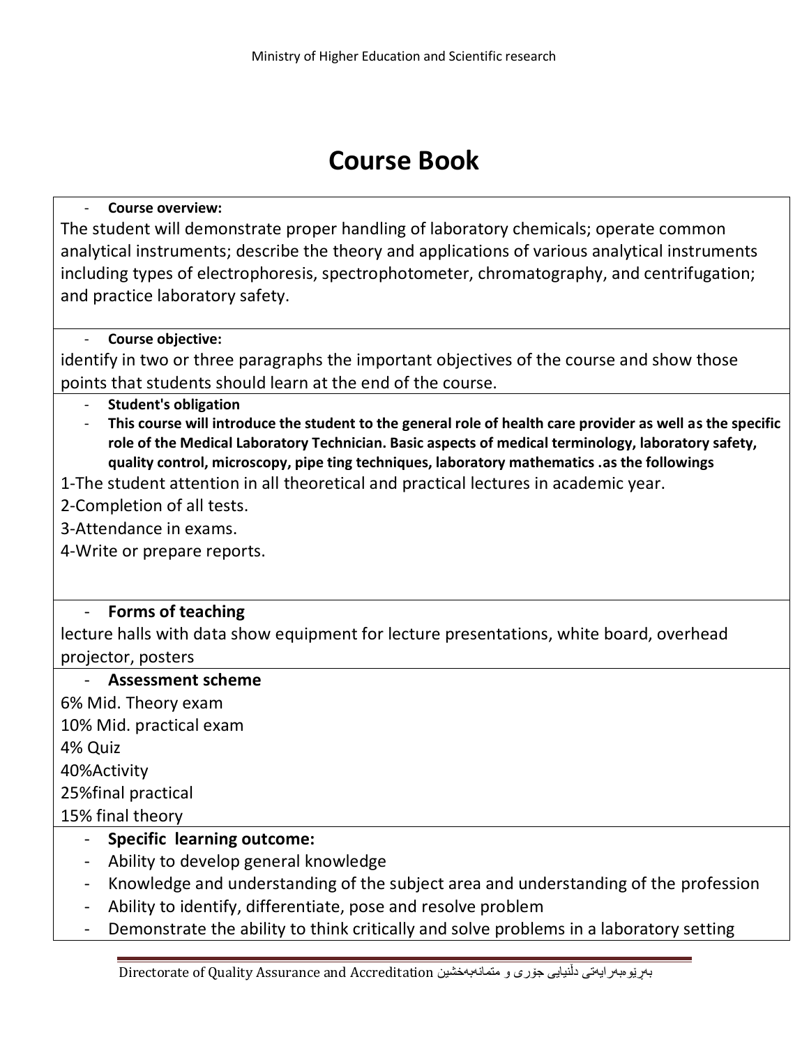# Course Book

- **Course overview:**

The student will demonstrate proper handling of laboratory chemicals; operate common analytical instruments; describe the theory and applications of various analytical instruments including types of electrophoresis, spectrophotometer, chromatography, and centrifugation; and practice laboratory safety.

- **Course objective:**

identify in two or three paragraphs the important objectives of the course and show those points that students should learn at the end of the course.

- **Student's obligation**
- **This course will introduce the student to the general role of health care provider as well as the specific role of the Medical Laboratory Technician. Basic aspects of medical terminology, laboratory safety, quality control, microscopy, pipe ting techniques, laboratory mathematics .as the followings**

1-The student attention in all theoretical and practical lectures in academic year.

2-Completion of all tests.

3-Attendance in exams.

4-Write or prepare reports.

- **Forms of teaching**

lecture halls with data show equipment for lecture presentations, white board, overhead projector, posters

- **Assessment scheme**

6% Mid. Theory exam

10% Mid. practical exam

4% Quiz

40%Activity

25%final practical

15% final theory

- **Specific learning outcome:**
- Ability to develop general knowledge
- Knowledge and understanding of the subject area and understanding of the profession
- Ability to identify, differentiate, pose and resolve problem
- Demonstrate the ability to think critically and solve problems in a laboratory setting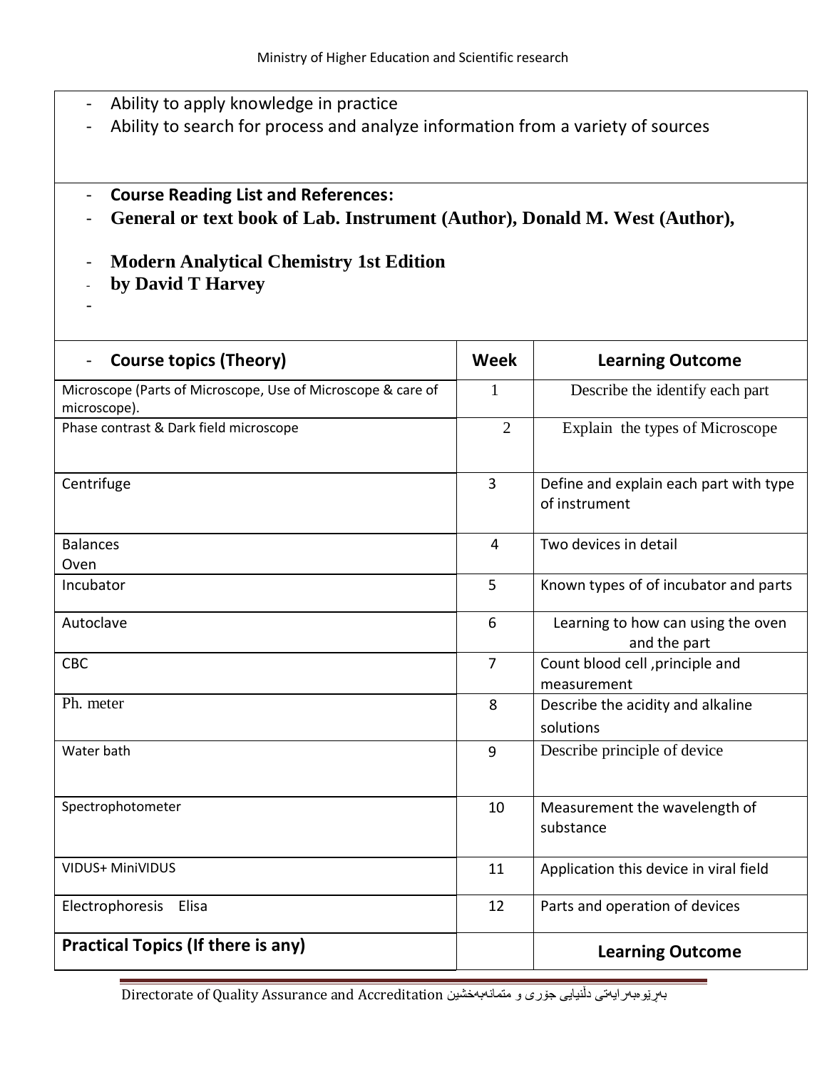- Ability to apply knowledge in practice
- Ability to search for process and analyze information from a variety of sources

- **Course Reading List and References:**
- **General or text book of Lab. Instrument (Author), Donald M. West (Author),**
- **Modern Analytical Chemistry 1st Edition**
- **by David T Harvey**
-

| **Course topics (Theory)** | **Week** | **Learning Outcome** |
| --- | --- | --- |
| Microscope (Parts of Microscope, Use of Microscope & care of microscope). | 1 | Describe the identify each part |
| Phase contrast & Dark field microscope | 2 | Explain the types of Microscope |
| Centrifuge | 3 | Define and explain each part with type of instrument |
| Balances<br>Oven | 4 | Two devices in detail |
| Incubator | 5 | Known types of of incubator and parts |
| Autoclave | 6 | Learning to how can using the oven and the part |
| CBC | 7 | Count blood cell ,principle and measurement |
| Ph. meter | 8 | Describe the acidity and alkaline solutions |
| Water bath | 9 | Describe principle of device |
| Spectrophotometer | 10 | Measurement the wavelength of substance |
| VIDUS+ MiniVIDUS | 11 | Application this device in viral field |
| Electrophoresis Elisa | 12 | Parts and operation of devices |
| **Practical Topics (If there is any)** | | **Learning Outcome** |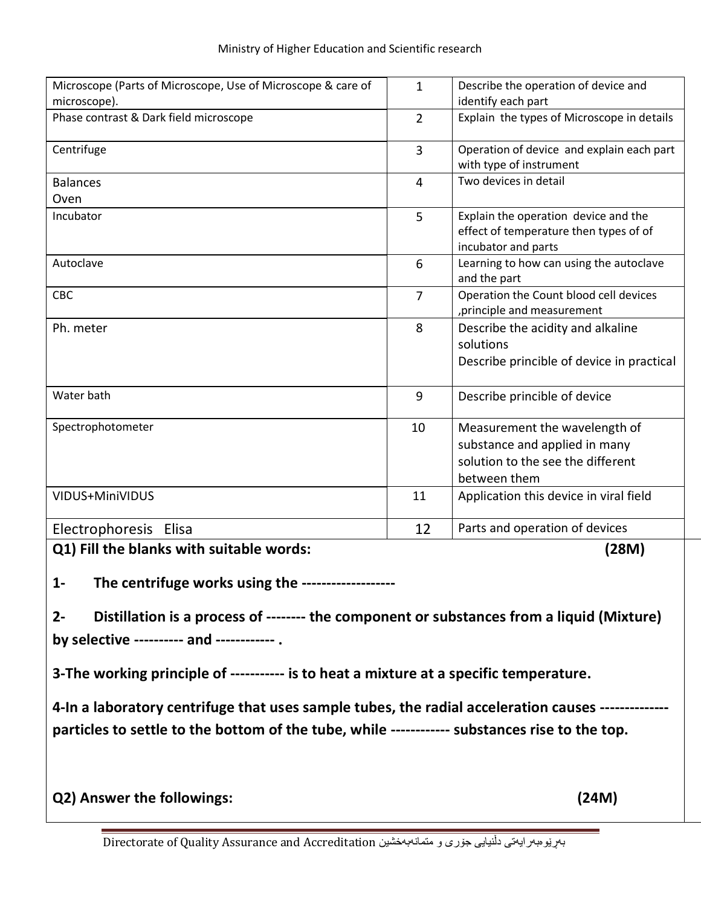| Microscope (Parts of Microscope, Use of Microscope & care of microscope). | 1 | Describe the operation of device and identify each part |
|---|---|---|
| Phase contrast & Dark field microscope | 2 | Explain the types of Microscope in details |
| Centrifuge | 3 | Operation of device and explain each part with type of instrument |
| Balances<br>Oven | 4 | Two devices in detail |
| Incubator | 5 | Explain the operation device and the effect of temperature then types of of incubator and parts |
| Autoclave | 6 | Learning to how can using the autoclave and the part |
| CBC | 7 | Operation the Count blood cell devices ,principle and measurement |
| Ph. meter | 8 | Describe the acidity and alkaline solutions<br>Describe princible of device in practical |
| Water bath | 9 | Describe princible of device |
| Spectrophotometer | 10 | Measurement the wavelength of substance and applied in many solution to the see the different between them |
| VIDUS+MiniVIDUS | 11 | Application this device in viral field |
| Electrophoresis Elisa | 12 | Parts and operation of devices |

**Q1) Fill the blanks with suitable words: (28M)**

**1- The centrifuge works using the -------------------**

**2- Distillation is a process of -------- the component or substances from a liquid (Mixture) by selective ---------- and ------------ .**

**3-The working principle of ----------- is to heat a mixture at a specific temperature.**

**4-In a laboratory centrifuge that uses sample tubes, the radial acceleration causes -------------- particles to settle to the bottom of the tube, while ------------ substances rise to the top.**

**Q2) Answer the followings: (24M)**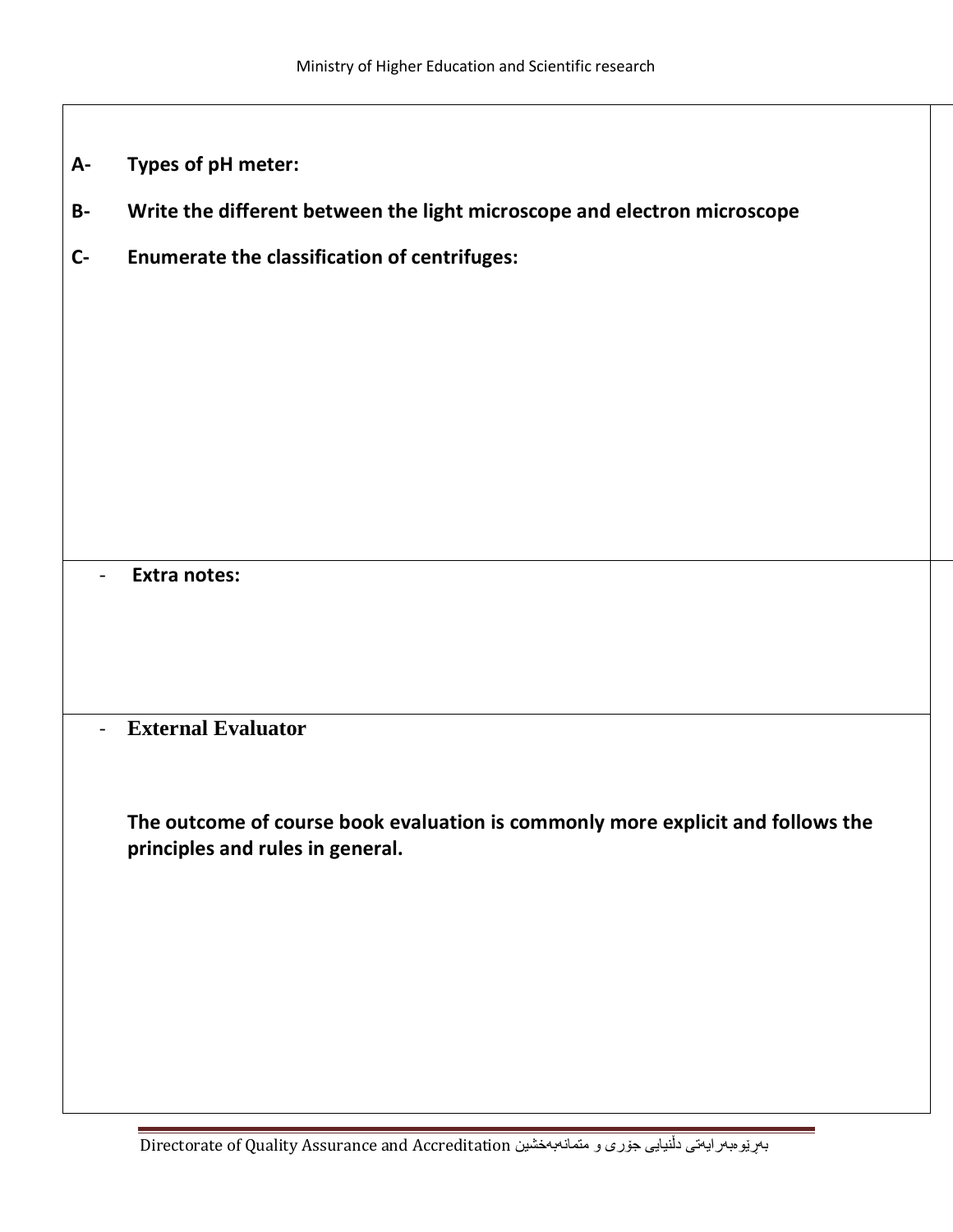**A- Types of pH meter:**

**B- Write the different between the light microscope and electron microscope**

**C- Enumerate the classification of centrifuges:**

- **Extra notes:**

- **External Evaluator**

**The outcome of course book evaluation is commonly more explicit and follows the principles and rules in general.**